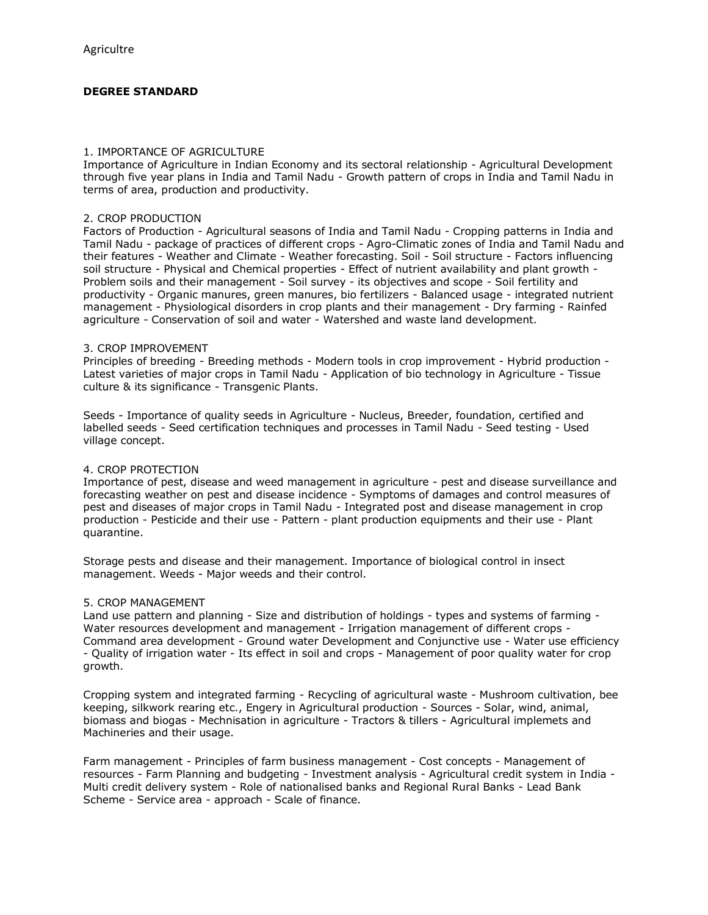Agricultre

**DEGREE STANDARD**

1. IMPORTANCE OF AGRICULTURE

Importance of Agriculture in Indian Economy and its sectoral relationship - Agricultural Development through five year plans in India and Tamil Nadu - Growth pattern of crops in India and Tamil Nadu in terms of area, production and productivity.

2. CROP PRODUCTION

Factors of Production - Agricultural seasons of India and Tamil Nadu - Cropping patterns in India and Tamil Nadu - package of practices of different crops - Agro-Climatic zones of India and Tamil Nadu and their features - Weather and Climate - Weather forecasting. Soil - Soil structure - Factors influencing soil structure - Physical and Chemical properties - Effect of nutrient availability and plant growth - Problem soils and their management - Soil survey - its objectives and scope - Soil fertility and productivity - Organic manures, green manures, bio fertilizers - Balanced usage - integrated nutrient management - Physiological disorders in crop plants and their management - Dry farming - Rainfed agriculture - Conservation of soil and water - Watershed and waste land development.

3. CROP IMPROVEMENT

Principles of breeding - Breeding methods - Modern tools in crop improvement - Hybrid production - Latest varieties of major crops in Tamil Nadu - Application of bio technology in Agriculture - Tissue culture & its significance - Transgenic Plants.

Seeds - Importance of quality seeds in Agriculture - Nucleus, Breeder, foundation, certified and labelled seeds - Seed certification techniques and processes in Tamil Nadu - Seed testing - Used village concept.

4. CROP PROTECTION

Importance of pest, disease and weed management in agriculture - pest and disease surveillance and forecasting weather on pest and disease incidence - Symptoms of damages and control measures of pest and diseases of major crops in Tamil Nadu - Integrated post and disease management in crop production - Pesticide and their use - Pattern - plant production equipments and their use - Plant quarantine.

Storage pests and disease and their management. Importance of biological control in insect management. Weeds - Major weeds and their control.

5. CROP MANAGEMENT

Land use pattern and planning - Size and distribution of holdings - types and systems of farming - Water resources development and management - Irrigation management of different crops - Command area development - Ground water Development and Conjunctive use - Water use efficiency - Quality of irrigation water - Its effect in soil and crops - Management of poor quality water for crop growth.

Cropping system and integrated farming - Recycling of agricultural waste - Mushroom cultivation, bee keeping, silkwork rearing etc., Engery in Agricultural production - Sources - Solar, wind, animal, biomass and biogas - Mechnisation in agriculture - Tractors & tillers - Agricultural implemets and Machineries and their usage.

Farm management - Principles of farm business management - Cost concepts - Management of resources - Farm Planning and budgeting - Investment analysis - Agricultural credit system in India - Multi credit delivery system - Role of nationalised banks and Regional Rural Banks - Lead Bank Scheme - Service area - approach - Scale of finance.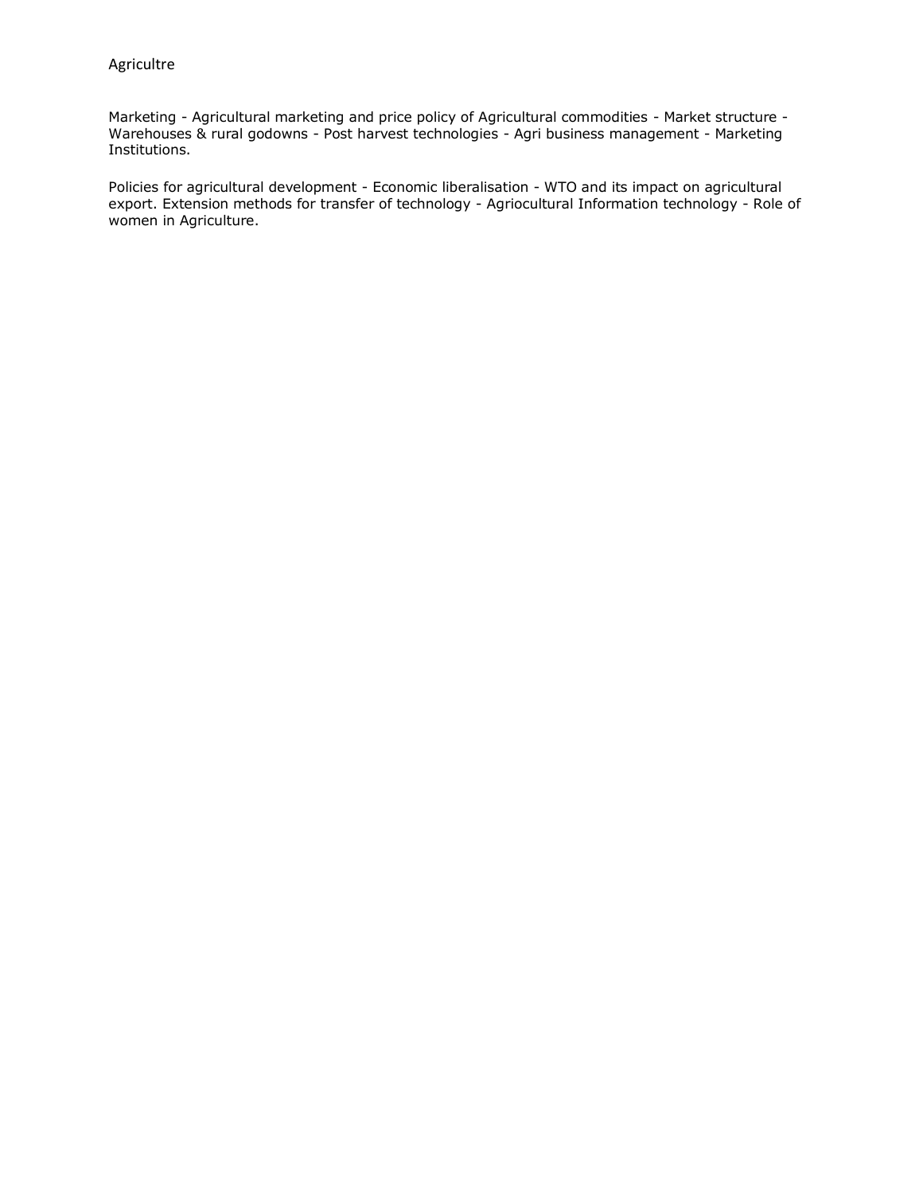Agricultre

Marketing - Agricultural marketing and price policy of Agricultural commodities - Market structure - Warehouses & rural godowns - Post harvest technologies - Agri business management - Marketing Institutions.

Policies for agricultural development - Economic liberalisation - WTO and its impact on agricultural export. Extension methods for transfer of technology - Agriocultural Information technology - Role of women in Agriculture.